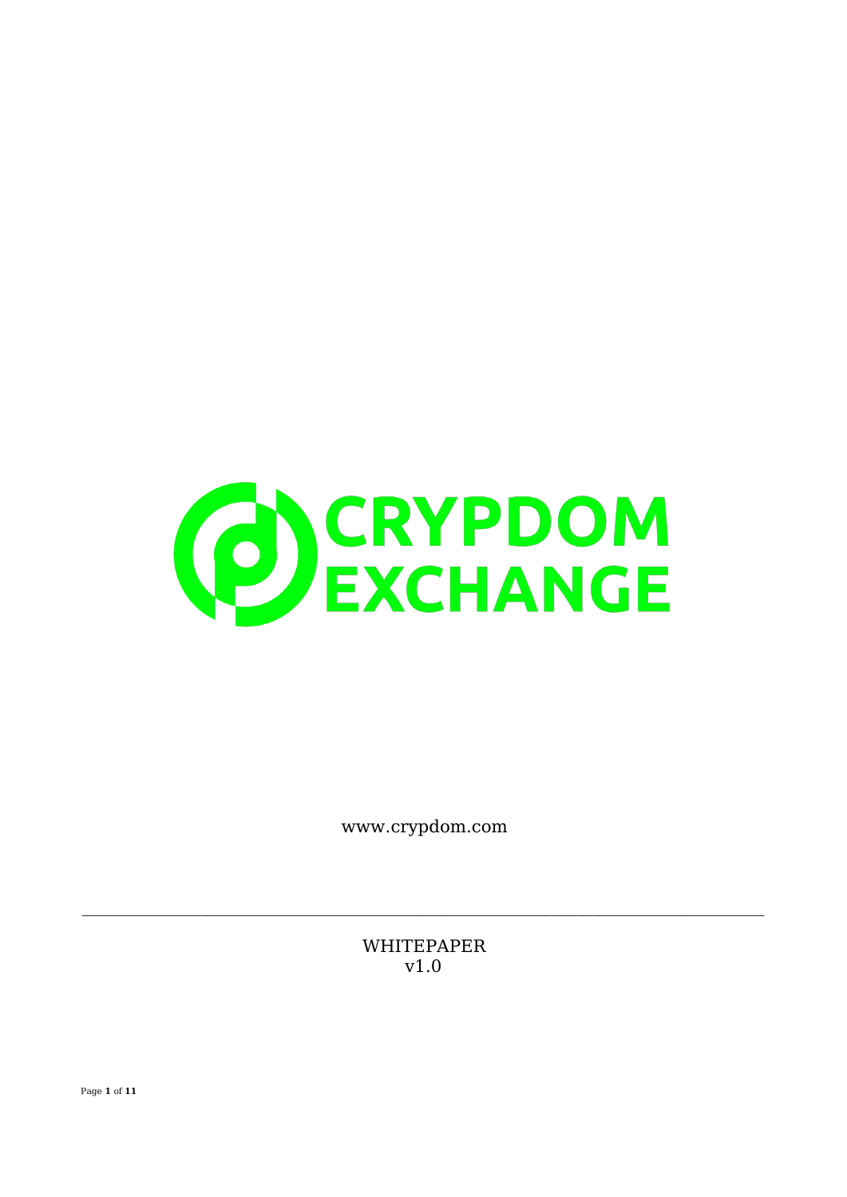# CRYPDOM EXCHANGE

www.crypdom.com

---

WHITEPAPER
v1.0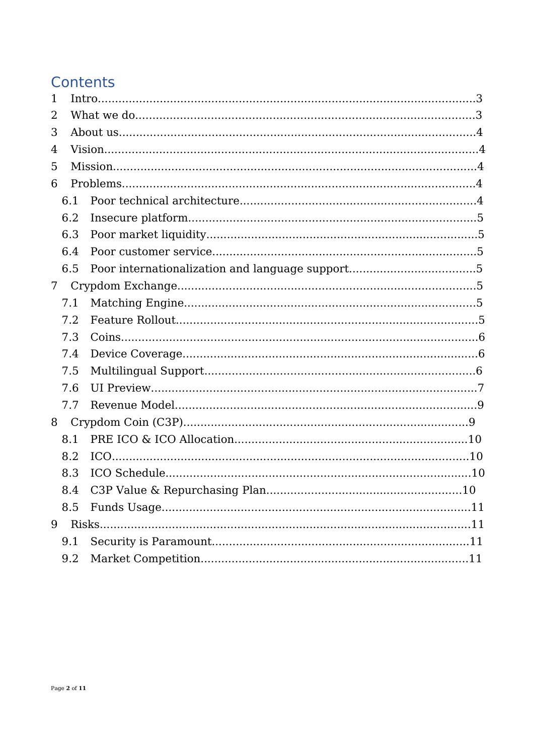# Contents

1 Intro ... 3
2 What we do ... 3
3 About us ... 4
4 Vision ... 4
5 Mission ... 4
6 Problems ... 4
  6.1 Poor technical architecture ... 4
  6.2 Insecure platform ... 5
  6.3 Poor market liquidity ... 5
  6.4 Poor customer service ... 5
  6.5 Poor internationalization and language support ... 5
7 Crypdom Exchange ... 5
  7.1 Matching Engine ... 5
  7.2 Feature Rollout ... 5
  7.3 Coins ... 6
  7.4 Device Coverage ... 6
  7.5 Multilingual Support ... 6
  7.6 UI Preview ... 7
  7.7 Revenue Model ... 9
8 Crypdom Coin (C3P) ... 9
  8.1 PRE ICO & ICO Allocation ... 10
  8.2 ICO ... 10
  8.3 ICO Schedule ... 10
  8.4 C3P Value & Repurchasing Plan ... 10
  8.5 Funds Usage ... 11
9 Risks ... 11
  9.1 Security is Paramount ... 11
  9.2 Market Competition ... 11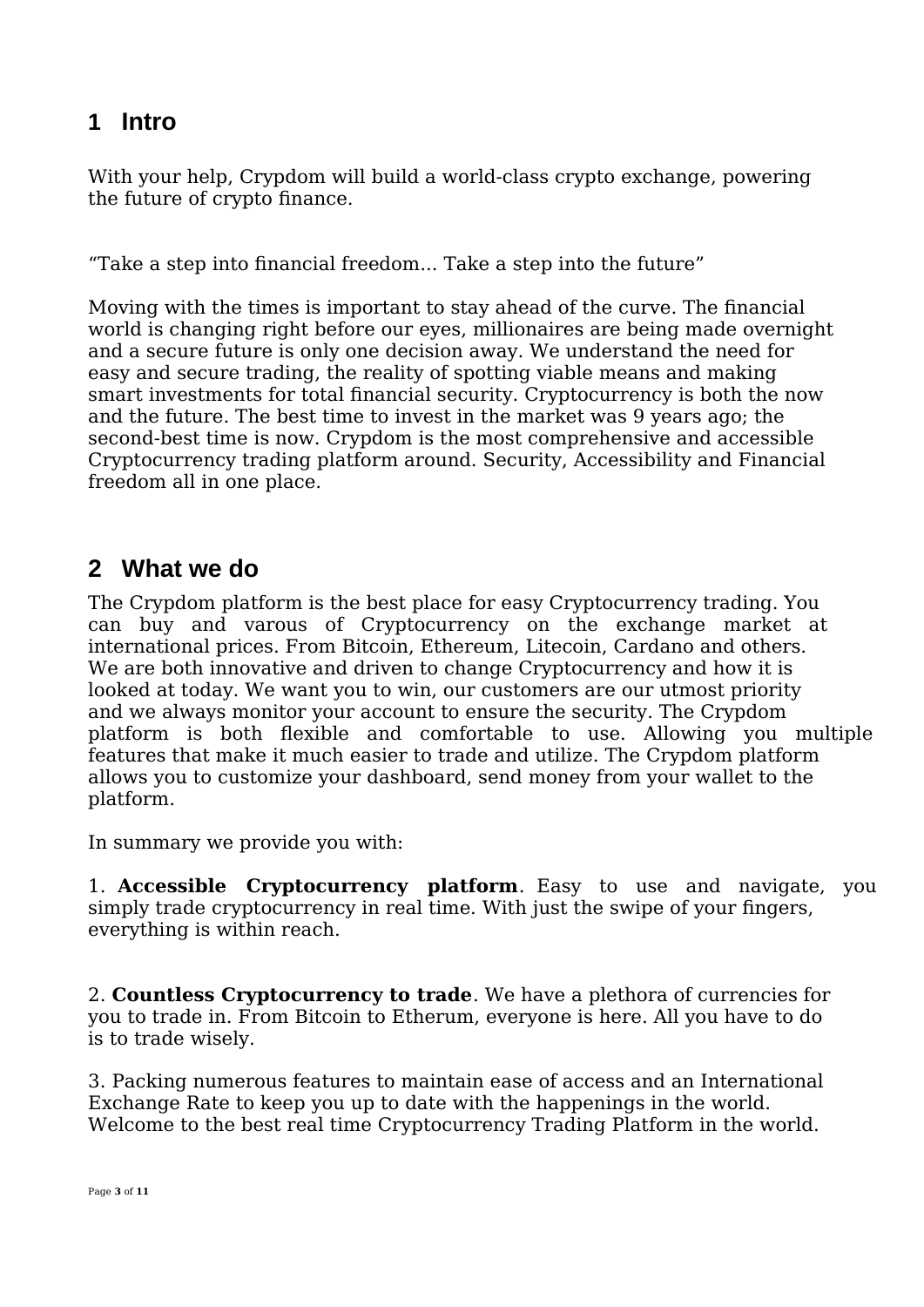# 1 Intro

With your help, Crypdom will build a world-class crypto exchange, powering the future of crypto finance.

“Take a step into financial freedom... Take a step into the future”

Moving with the times is important to stay ahead of the curve. The financial world is changing right before our eyes, millionaires are being made overnight and a secure future is only one decision away. We understand the need for easy and secure trading, the reality of spotting viable means and making smart investments for total financial security. Cryptocurrency is both the now and the future. The best time to invest in the market was 9 years ago; the second-best time is now. Crypdom is the most comprehensive and accessible Cryptocurrency trading platform around. Security, Accessibility and Financial freedom all in one place.

# 2 What we do

The Crypdom platform is the best place for easy Cryptocurrency trading. You can buy and varous of Cryptocurrency on the exchange market at international prices. From Bitcoin, Ethereum, Litecoin, Cardano and others. We are both innovative and driven to change Cryptocurrency and how it is looked at today. We want you to win, our customers are our utmost priority and we always monitor your account to ensure the security. The Crypdom platform is both flexible and comfortable to use. Allowing you multiple features that make it much easier to trade and utilize. The Crypdom platform allows you to customize your dashboard, send money from your wallet to the platform.

In summary we provide you with:

1. **Accessible Cryptocurrency platform**. Easy to use and navigate, you simply trade cryptocurrency in real time. With just the swipe of your fingers, everything is within reach.

2. **Countless Cryptocurrency to trade**. We have a plethora of currencies for you to trade in. From Bitcoin to Etherum, everyone is here. All you have to do is to trade wisely.

3. Packing numerous features to maintain ease of access and an International Exchange Rate to keep you up to date with the happenings in the world. Welcome to the best real time Cryptocurrency Trading Platform in the world.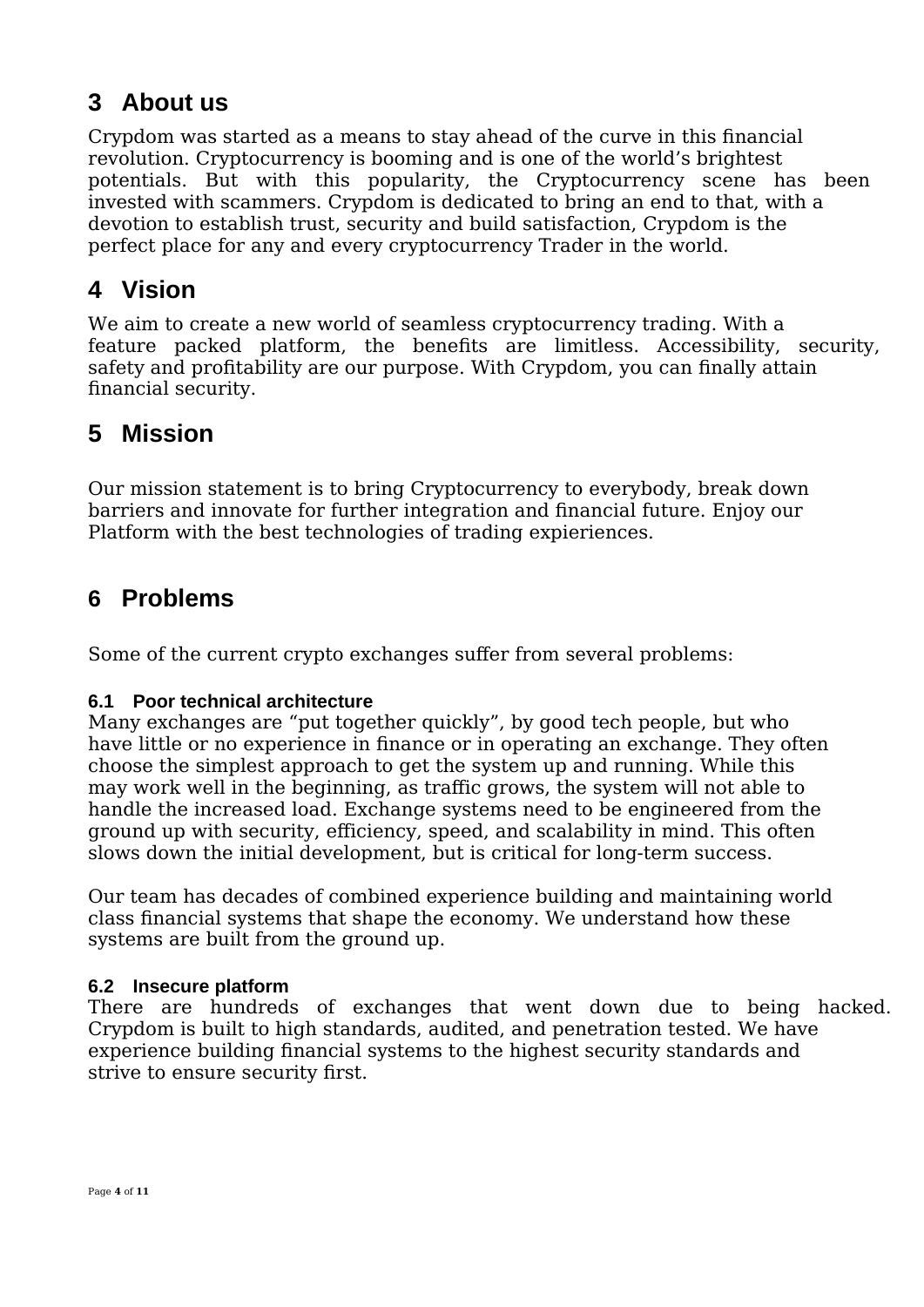# 3 About us

Crypdom was started as a means to stay ahead of the curve in this financial revolution. Cryptocurrency is booming and is one of the world's brightest potentials. But with this popularity, the Cryptocurrency scene has been invested with scammers. Crypdom is dedicated to bring an end to that, with a devotion to establish trust, security and build satisfaction, Crypdom is the perfect place for any and every cryptocurrency Trader in the world.

# 4 Vision

We aim to create a new world of seamless cryptocurrency trading. With a feature packed platform, the benefits are limitless. Accessibility, security, safety and profitability are our purpose. With Crypdom, you can finally attain financial security.

# 5 Mission

Our mission statement is to bring Cryptocurrency to everybody, break down barriers and innovate for further integration and financial future. Enjoy our Platform with the best technologies of trading expieriences.

# 6 Problems

Some of the current crypto exchanges suffer from several problems:

## 6.1 Poor technical architecture

Many exchanges are "put together quickly", by good tech people, but who have little or no experience in finance or in operating an exchange. They often choose the simplest approach to get the system up and running. While this may work well in the beginning, as traffic grows, the system will not able to handle the increased load. Exchange systems need to be engineered from the ground up with security, efficiency, speed, and scalability in mind. This often slows down the initial development, but is critical for long-term success.

Our team has decades of combined experience building and maintaining world class financial systems that shape the economy. We understand how these systems are built from the ground up.

## 6.2 Insecure platform

There are hundreds of exchanges that went down due to being hacked. Crypdom is built to high standards, audited, and penetration tested. We have experience building financial systems to the highest security standards and strive to ensure security first.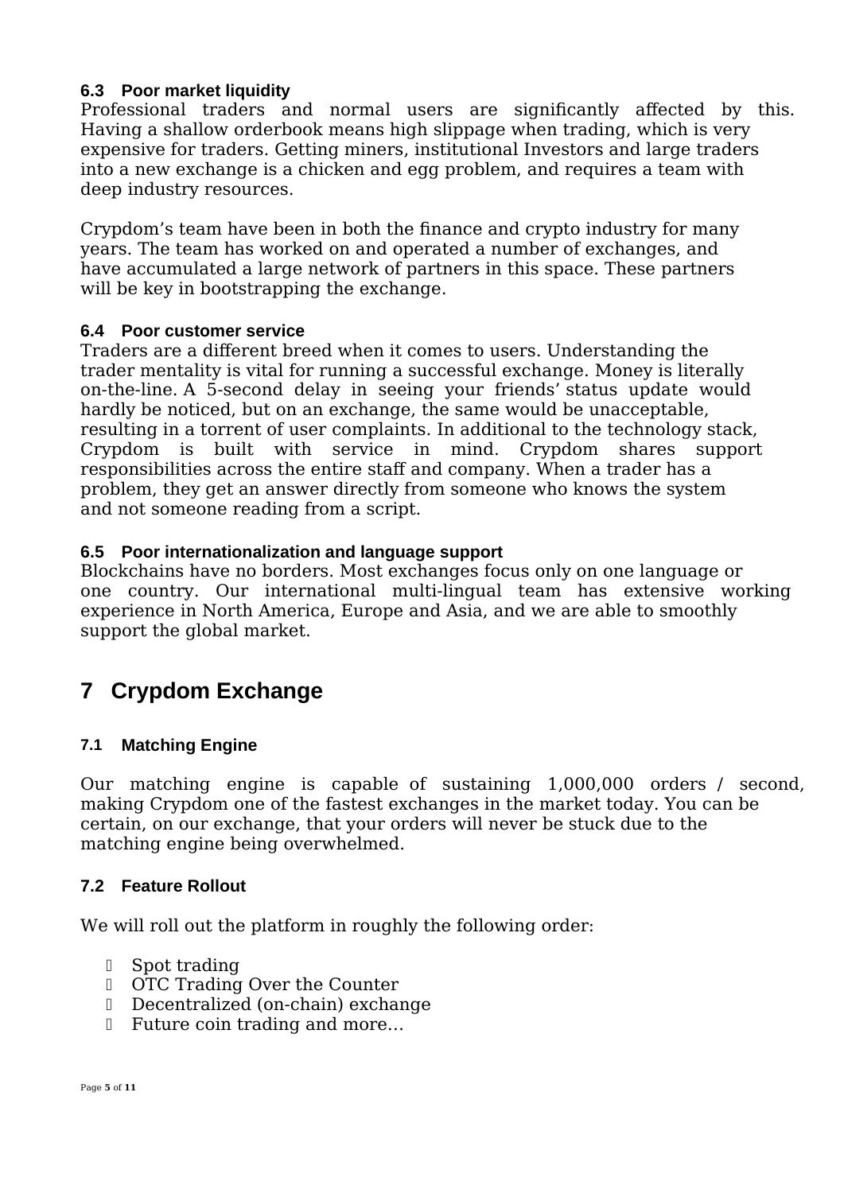### 6.3 Poor market liquidity

Professional traders and normal users are significantly affected by this. Having a shallow orderbook means high slippage when trading, which is very expensive for traders. Getting miners, institutional Investors and large traders into a new exchange is a chicken and egg problem, and requires a team with deep industry resources.

Crypdom’s team have been in both the finance and crypto industry for many years. The team has worked on and operated a number of exchanges, and have accumulated a large network of partners in this space. These partners will be key in bootstrapping the exchange.

### 6.4 Poor customer service

Traders are a different breed when it comes to users. Understanding the trader mentality is vital for running a successful exchange. Money is literally on-the-line. A 5-second delay in seeing your friends’ status update would hardly be noticed, but on an exchange, the same would be unacceptable, resulting in a torrent of user complaints. In additional to the technology stack, Crypdom is built with service in mind. Crypdom shares support responsibilities across the entire staff and company. When a trader has a problem, they get an answer directly from someone who knows the system and not someone reading from a script.

### 6.5 Poor internationalization and language support

Blockchains have no borders. Most exchanges focus only on one language or one country. Our international multi-lingual team has extensive working experience in North America, Europe and Asia, and we are able to smoothly support the global market.

## 7 Crypdom Exchange

### 7.1 Matching Engine

Our matching engine is capable of sustaining 1,000,000 orders / second, making Crypdom one of the fastest exchanges in the market today. You can be certain, on our exchange, that your orders will never be stuck due to the matching engine being overwhelmed.

### 7.2 Feature Rollout

We will roll out the platform in roughly the following order:

- Spot trading
- OTC Trading Over the Counter
- Decentralized (on-chain) exchange
- Future coin trading and more…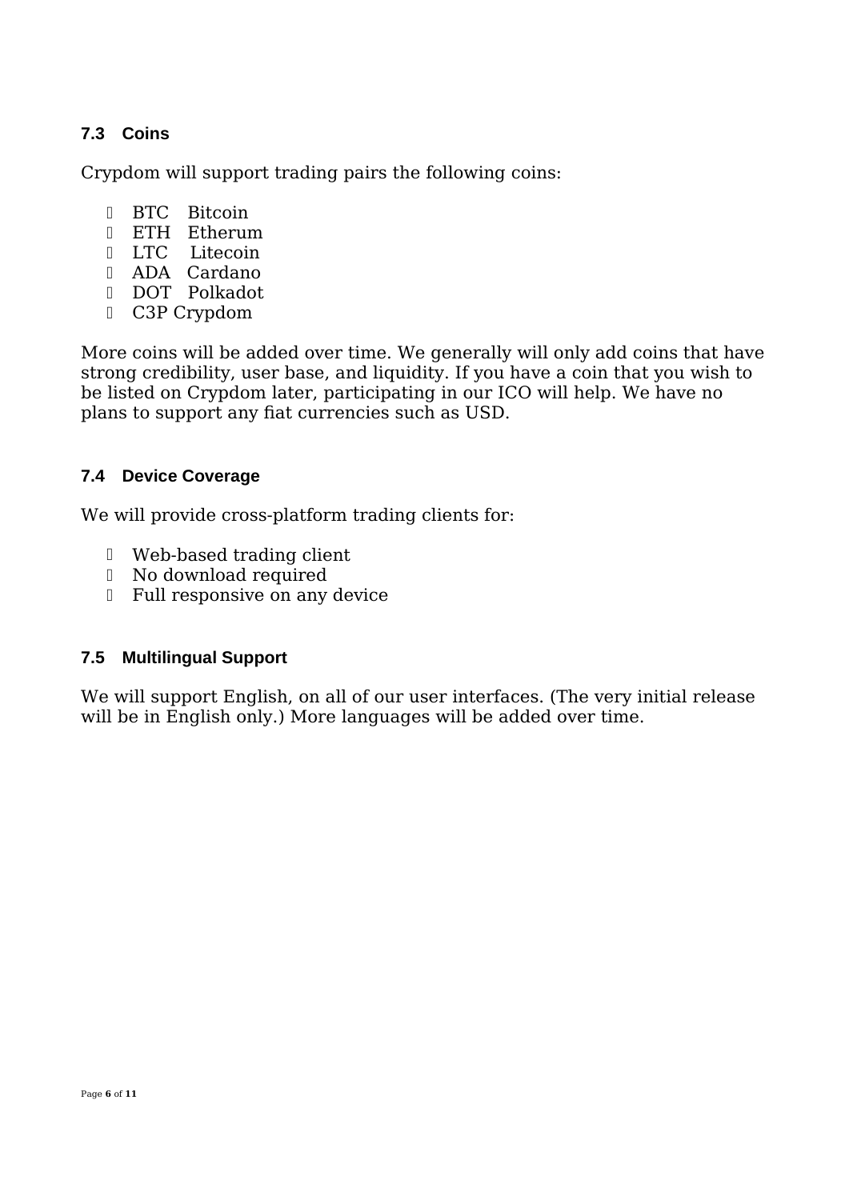### 7.3 Coins

Crypdom will support trading pairs the following coins:

- BTC Bitcoin
- ETH Etherum
- LTC Litecoin
- ADA Cardano
- DOT Polkadot
- C3P Crypdom

More coins will be added over time. We generally will only add coins that have strong credibility, user base, and liquidity. If you have a coin that you wish to be listed on Crypdom later, participating in our ICO will help. We have no plans to support any fiat currencies such as USD.

### 7.4 Device Coverage

We will provide cross-platform trading clients for:

- Web-based trading client
- No download required
- Full responsive on any device

### 7.5 Multilingual Support

We will support English, on all of our user interfaces. (The very initial release will be in English only.) More languages will be added over time.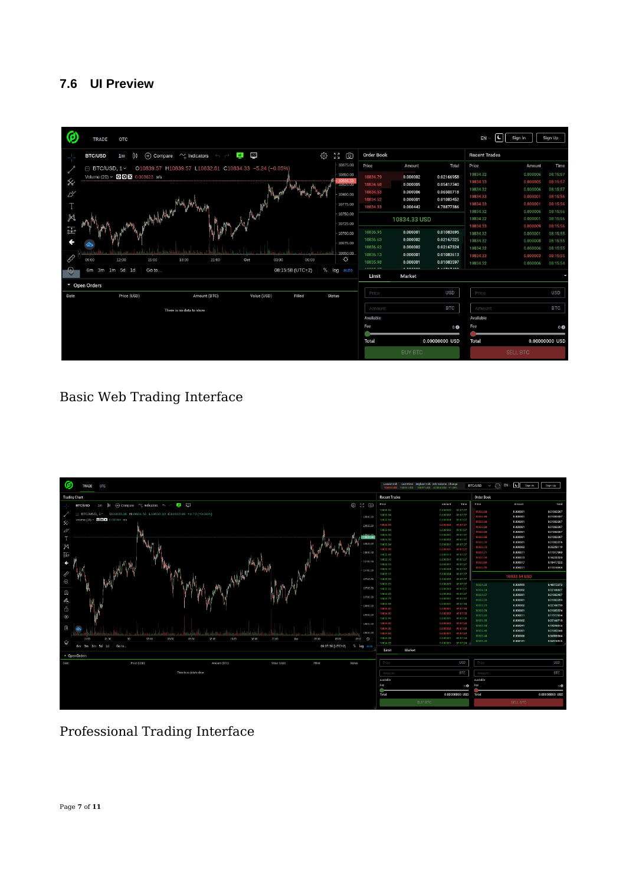## 7.6 UI Preview

Basic Web Trading Interface

Professional Trading Interface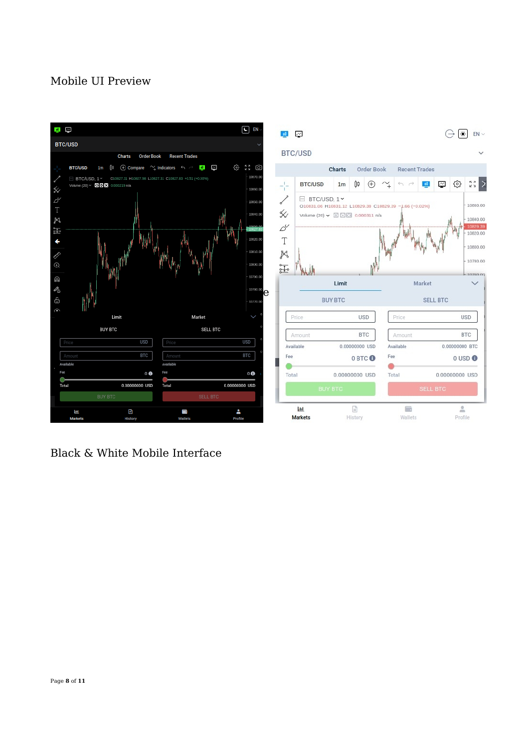Mobile UI Preview

Black & White Mobile Interface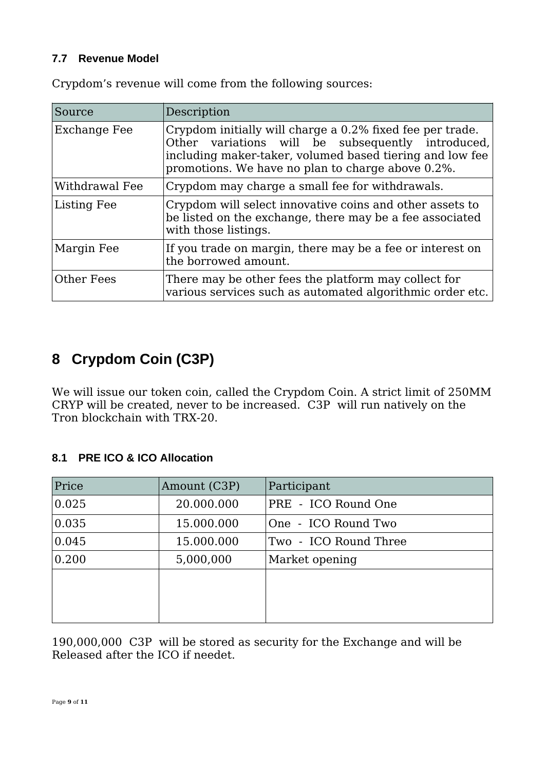### 7.7 Revenue Model

Crypdom's revenue will come from the following sources:

| Source | Description |
|---|---|
| Exchange Fee | Crypdom initially will charge a 0.2% fixed fee per trade. Other variations will be subsequently introduced, including maker-taker, volumed based tiering and low fee promotions. We have no plan to charge above 0.2%. |
| Withdrawal Fee | Crypdom may charge a small fee for withdrawals. |
| Listing Fee | Crypdom will select innovative coins and other assets to be listed on the exchange, there may be a fee associated with those listings. |
| Margin Fee | If you trade on margin, there may be a fee or interest on the borrowed amount. |
| Other Fees | There may be other fees the platform may collect for various services such as automated algorithmic order etc. |

## 8 Crypdom Coin (C3P)

We will issue our token coin, called the Crypdom Coin. A strict limit of 250MM CRYP will be created, never to be increased. C3P will run natively on the Tron blockchain with TRX-20.

### 8.1 PRE ICO & ICO Allocation

| Price | Amount (C3P) | Participant |
|---|---|---|
| 0.025 | 20.000.000 | PRE - ICO Round One |
| 0.035 | 15.000.000 | One - ICO Round Two |
| 0.045 | 15.000.000 | Two - ICO Round Three |
| 0.200 | 5,000,000 | Market opening |
| | | |

190,000,000 C3P will be stored as security for the Exchange and will be Released after the ICO if needet.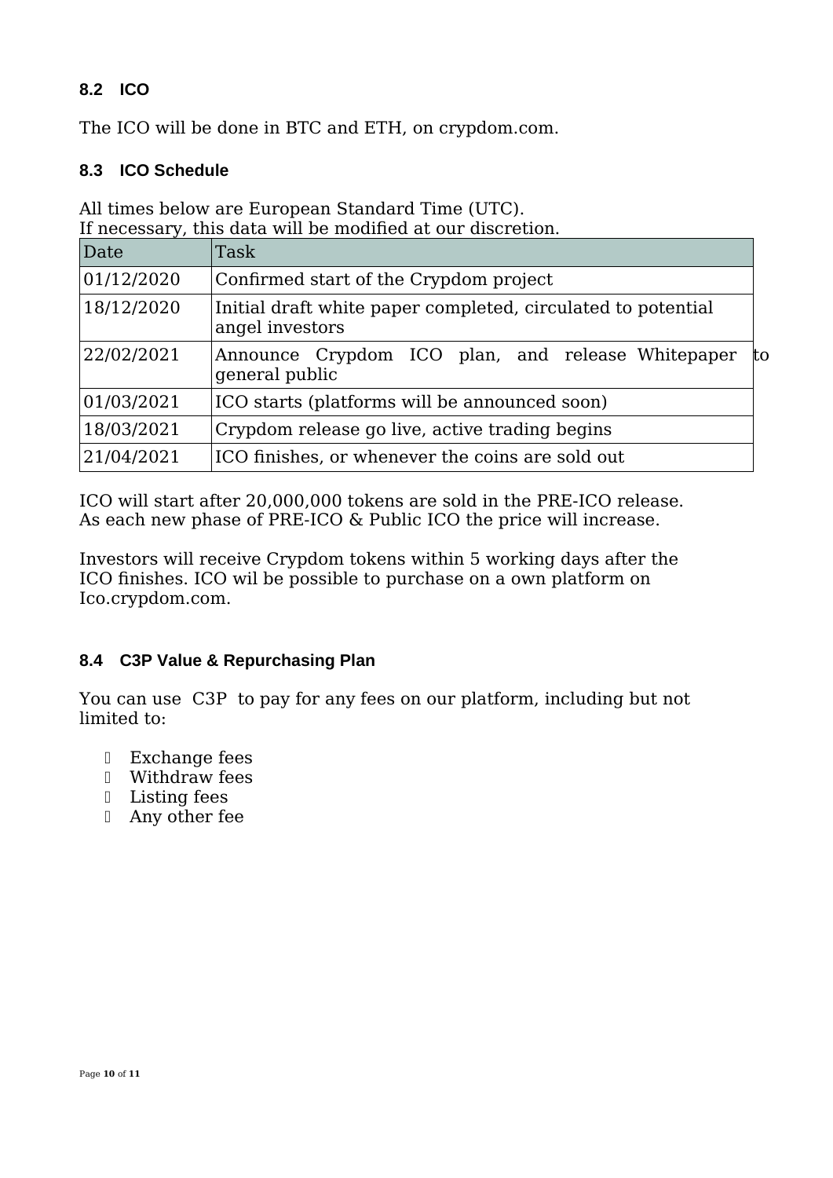### 8.2 ICO

The ICO will be done in BTC and ETH, on crypdom.com.

### 8.3 ICO Schedule

All times below are European Standard Time (UTC).
If necessary, this data will be modified at our discretion.

| Date | Task |
|---|---|
| 01/12/2020 | Confirmed start of the Crypdom project |
| 18/12/2020 | Initial draft white paper completed, circulated to potential angel investors |
| 22/02/2021 | Announce Crypdom ICO plan, and release Whitepaper to general public |
| 01/03/2021 | ICO starts (platforms will be announced soon) |
| 18/03/2021 | Crypdom release go live, active trading begins |
| 21/04/2021 | ICO finishes, or whenever the coins are sold out |

ICO will start after 20,000,000 tokens are sold in the PRE-ICO release.
As each new phase of PRE-ICO & Public ICO the price will increase.

Investors will receive Crypdom tokens within 5 working days after the ICO finishes. ICO wil be possible to purchase on a own platform on Ico.crypdom.com.

### 8.4 C3P Value & Repurchasing Plan

You can use C3P to pay for any fees on our platform, including but not limited to:

- Exchange fees
- Withdraw fees
- Listing fees
- Any other fee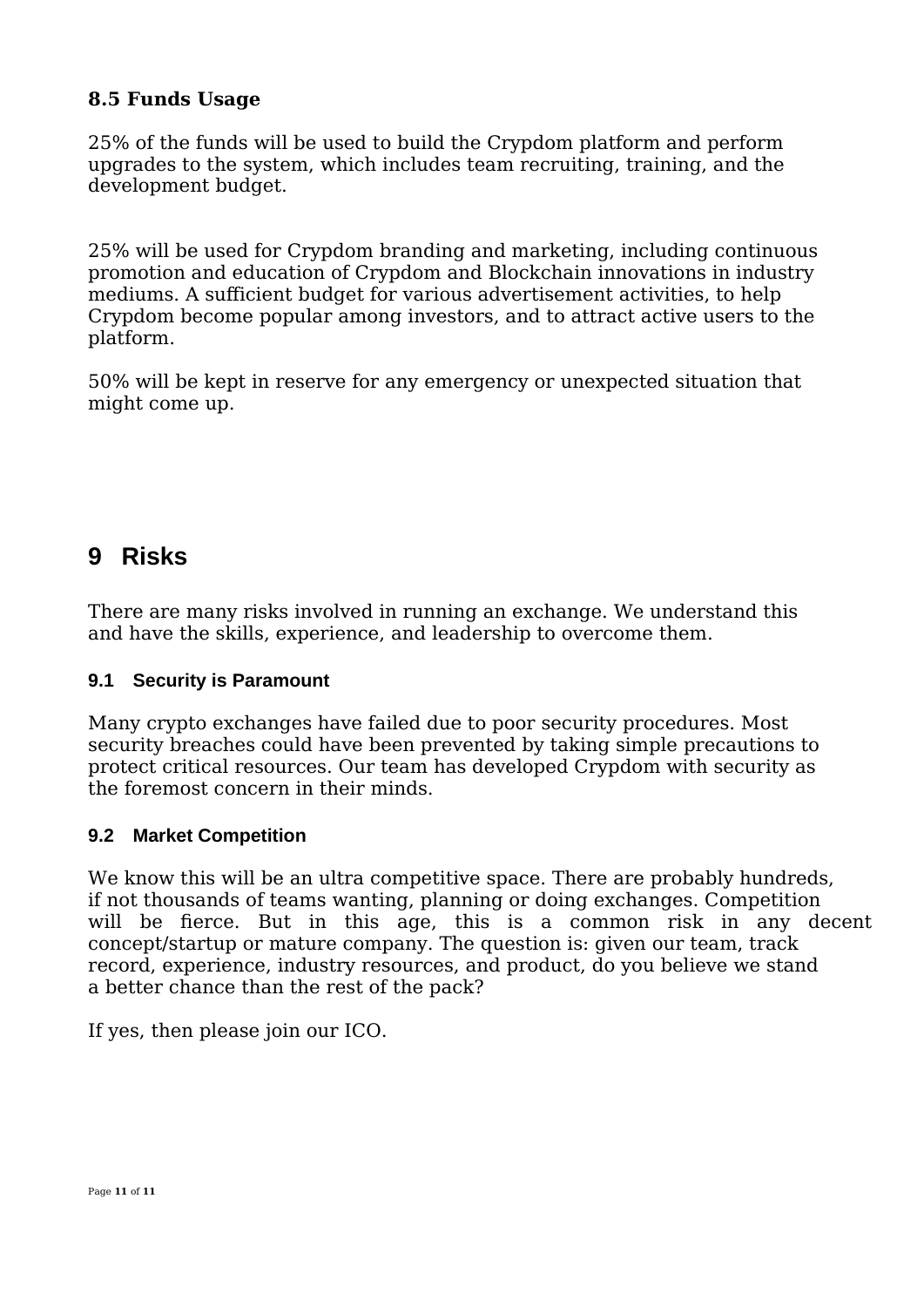### 8.5 Funds Usage

25% of the funds will be used to build the Crypdom platform and perform upgrades to the system, which includes team recruiting, training, and the development budget.

25% will be used for Crypdom branding and marketing, including continuous promotion and education of Crypdom and Blockchain innovations in industry mediums. A sufficient budget for various advertisement activities, to help Crypdom become popular among investors, and to attract active users to the platform.

50% will be kept in reserve for any emergency or unexpected situation that might come up.

# 9 Risks

There are many risks involved in running an exchange. We understand this and have the skills, experience, and leadership to overcome them.

### 9.1 Security is Paramount

Many crypto exchanges have failed due to poor security procedures. Most security breaches could have been prevented by taking simple precautions to protect critical resources. Our team has developed Crypdom with security as the foremost concern in their minds.

### 9.2 Market Competition

We know this will be an ultra competitive space. There are probably hundreds, if not thousands of teams wanting, planning or doing exchanges. Competition will be fierce. But in this age, this is a common risk in any decent concept/startup or mature company. The question is: given our team, track record, experience, industry resources, and product, do you believe we stand a better chance than the rest of the pack?

If yes, then please join our ICO.